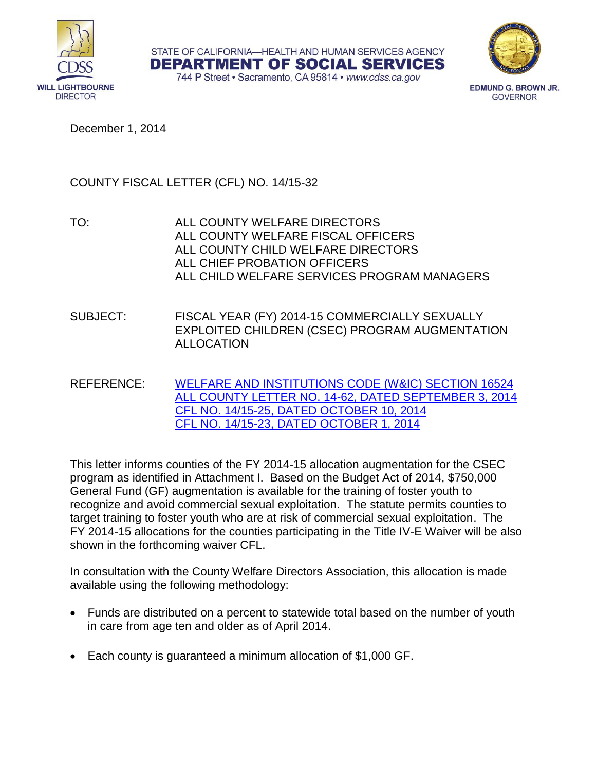STATE OF CALIFORNIA—HEALTH AND HUMAN SERVICES AGENCY
**DEPARTMENT OF SOCIAL SERVICES**
744 P Street • Sacramento, CA 95814 • *www.cdss.ca.gov*

CDSS
**WILL LIGHTBOURNE**
DIRECTOR

**EDMUND G. BROWN JR.**
GOVERNOR

December 1, 2014

COUNTY FISCAL LETTER (CFL) NO. 14/15-32

TO: ALL COUNTY WELFARE DIRECTORS
ALL COUNTY WELFARE FISCAL OFFICERS
ALL COUNTY CHILD WELFARE DIRECTORS
ALL CHIEF PROBATION OFFICERS
ALL CHILD WELFARE SERVICES PROGRAM MANAGERS

SUBJECT: FISCAL YEAR (FY) 2014-15 COMMERCIALLY SEXUALLY EXPLOITED CHILDREN (CSEC) PROGRAM AUGMENTATION ALLOCATION

REFERENCE: WELFARE AND INSTITUTIONS CODE (W&IC) SECTION 16524
ALL COUNTY LETTER NO. 14-62, DATED SEPTEMBER 3, 2014
CFL NO. 14/15-25, DATED OCTOBER 10, 2014
CFL NO. 14/15-23, DATED OCTOBER 1, 2014

This letter informs counties of the FY 2014-15 allocation augmentation for the CSEC program as identified in Attachment I. Based on the Budget Act of 2014, $750,000 General Fund (GF) augmentation is available for the training of foster youth to recognize and avoid commercial sexual exploitation. The statute permits counties to target training to foster youth who are at risk of commercial sexual exploitation. The FY 2014-15 allocations for the counties participating in the Title IV-E Waiver will be also shown in the forthcoming waiver CFL.

In consultation with the County Welfare Directors Association, this allocation is made available using the following methodology:

- Funds are distributed on a percent to statewide total based on the number of youth in care from age ten and older as of April 2014.

- Each county is guaranteed a minimum allocation of $1,000 GF.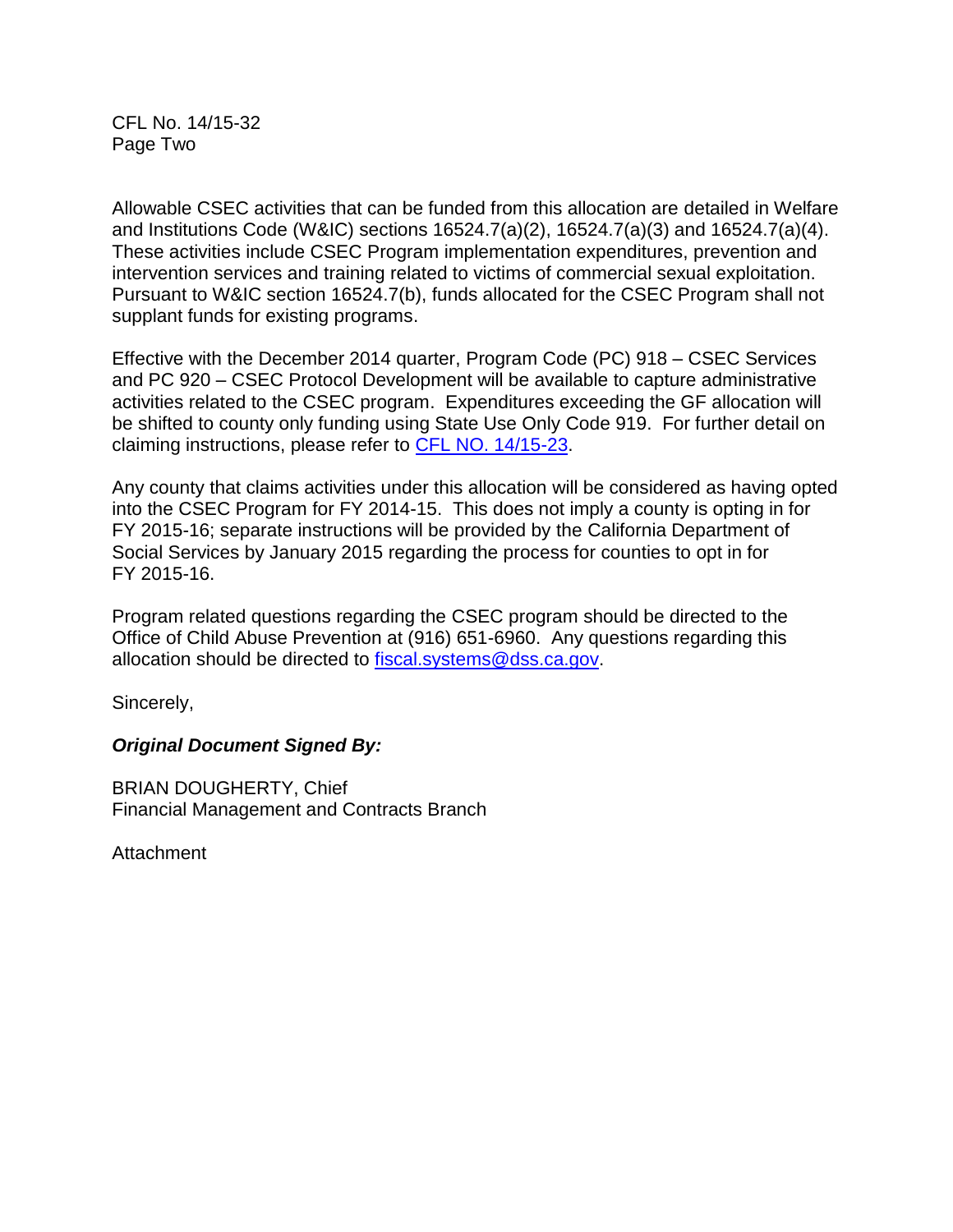Allowable CSEC activities that can be funded from this allocation are detailed in Welfare and Institutions Code (W&IC) sections 16524.7(a)(2), 16524.7(a)(3) and 16524.7(a)(4). These activities include CSEC Program implementation expenditures, prevention and intervention services and training related to victims of commercial sexual exploitation. Pursuant to W&IC section 16524.7(b), funds allocated for the CSEC Program shall not supplant funds for existing programs.

Effective with the December 2014 quarter, Program Code (PC) 918 – CSEC Services and PC 920 – CSEC Protocol Development will be available to capture administrative activities related to the CSEC program. Expenditures exceeding the GF allocation will be shifted to county only funding using State Use Only Code 919. For further detail on claiming instructions, please refer to CFL NO. 14/15-23.

Any county that claims activities under this allocation will be considered as having opted into the CSEC Program for FY 2014-15. This does not imply a county is opting in for FY 2015-16; separate instructions will be provided by the California Department of Social Services by January 2015 regarding the process for counties to opt in for FY 2015-16.

Program related questions regarding the CSEC program should be directed to the Office of Child Abuse Prevention at (916) 651-6960. Any questions regarding this allocation should be directed to fiscal.systems@dss.ca.gov.

Sincerely,

***Original Document Signed By:***

BRIAN DOUGHERTY, Chief
Financial Management and Contracts Branch

Attachment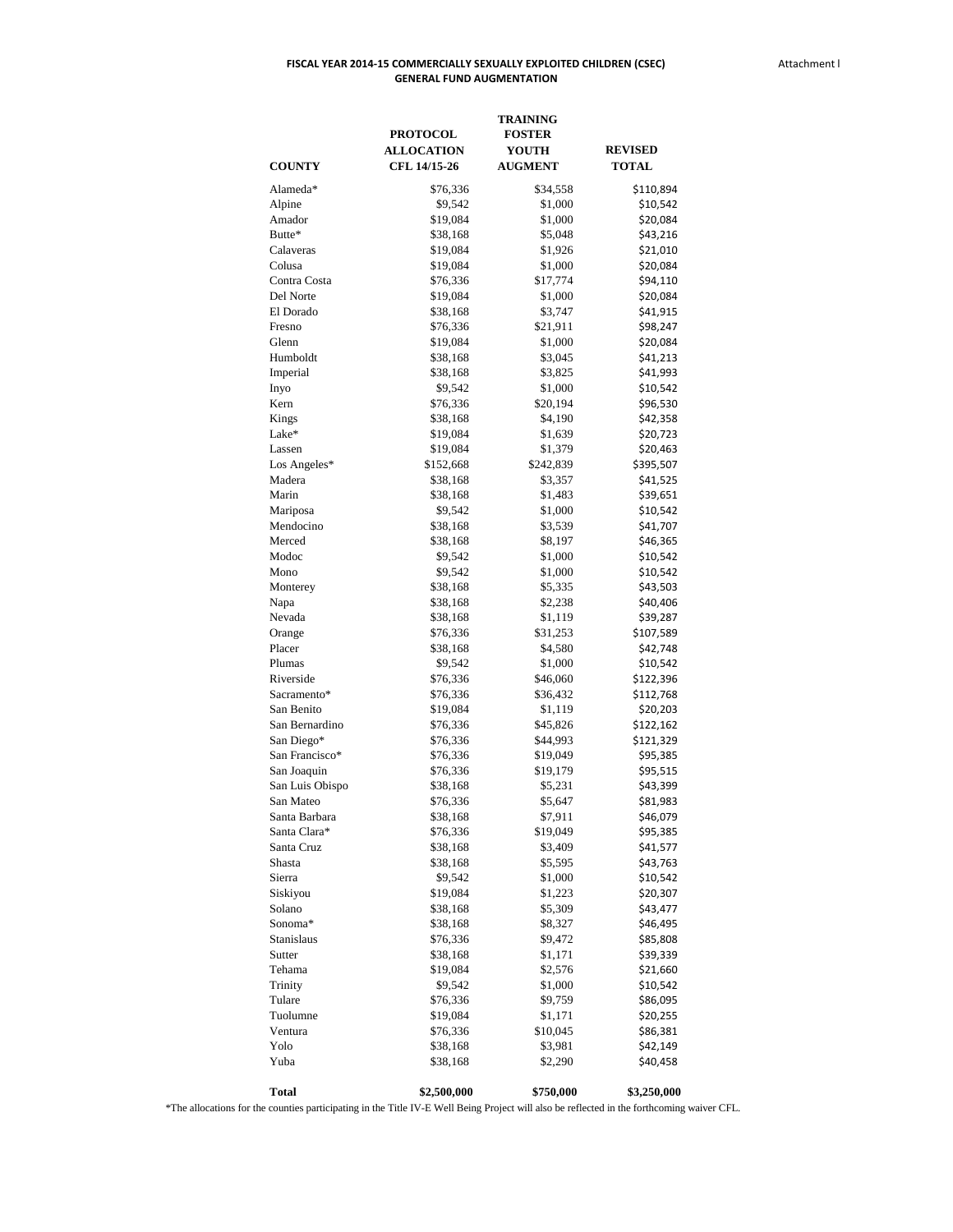**FISCAL YEAR 2014-15 COMMERCIALLY SEXUALLY EXPLOITED CHILDREN (CSEC) GENERAL FUND AUGMENTATION**

Attachment I

| COUNTY | PROTOCOL ALLOCATION CFL 14/15-26 | TRAINING FOSTER YOUTH AUGMENT | REVISED TOTAL |
|---|---|---|---|
| Alameda* | $76,336 | $34,558 | $110,894 |
| Alpine | $9,542 | $1,000 | $10,542 |
| Amador | $19,084 | $1,000 | $20,084 |
| Butte* | $38,168 | $5,048 | $43,216 |
| Calaveras | $19,084 | $1,926 | $21,010 |
| Colusa | $19,084 | $1,000 | $20,084 |
| Contra Costa | $76,336 | $17,774 | $94,110 |
| Del Norte | $19,084 | $1,000 | $20,084 |
| El Dorado | $38,168 | $3,747 | $41,915 |
| Fresno | $76,336 | $21,911 | $98,247 |
| Glenn | $19,084 | $1,000 | $20,084 |
| Humboldt | $38,168 | $3,045 | $41,213 |
| Imperial | $38,168 | $3,825 | $41,993 |
| Inyo | $9,542 | $1,000 | $10,542 |
| Kern | $76,336 | $20,194 | $96,530 |
| Kings | $38,168 | $4,190 | $42,358 |
| Lake* | $19,084 | $1,639 | $20,723 |
| Lassen | $19,084 | $1,379 | $20,463 |
| Los Angeles* | $152,668 | $242,839 | $395,507 |
| Madera | $38,168 | $3,357 | $41,525 |
| Marin | $38,168 | $1,483 | $39,651 |
| Mariposa | $9,542 | $1,000 | $10,542 |
| Mendocino | $38,168 | $3,539 | $41,707 |
| Merced | $38,168 | $8,197 | $46,365 |
| Modoc | $9,542 | $1,000 | $10,542 |
| Mono | $9,542 | $1,000 | $10,542 |
| Monterey | $38,168 | $5,335 | $43,503 |
| Napa | $38,168 | $2,238 | $40,406 |
| Nevada | $38,168 | $1,119 | $39,287 |
| Orange | $76,336 | $31,253 | $107,589 |
| Placer | $38,168 | $4,580 | $42,748 |
| Plumas | $9,542 | $1,000 | $10,542 |
| Riverside | $76,336 | $46,060 | $122,396 |
| Sacramento* | $76,336 | $36,432 | $112,768 |
| San Benito | $19,084 | $1,119 | $20,203 |
| San Bernardino | $76,336 | $45,826 | $122,162 |
| San Diego* | $76,336 | $44,993 | $121,329 |
| San Francisco* | $76,336 | $19,049 | $95,385 |
| San Joaquin | $76,336 | $19,179 | $95,515 |
| San Luis Obispo | $38,168 | $5,231 | $43,399 |
| San Mateo | $76,336 | $5,647 | $81,983 |
| Santa Barbara | $38,168 | $7,911 | $46,079 |
| Santa Clara* | $76,336 | $19,049 | $95,385 |
| Santa Cruz | $38,168 | $3,409 | $41,577 |
| Shasta | $38,168 | $5,595 | $43,763 |
| Sierra | $9,542 | $1,000 | $10,542 |
| Siskiyou | $19,084 | $1,223 | $20,307 |
| Solano | $38,168 | $5,309 | $43,477 |
| Sonoma* | $38,168 | $8,327 | $46,495 |
| Stanislaus | $76,336 | $9,472 | $85,808 |
| Sutter | $38,168 | $1,171 | $39,339 |
| Tehama | $19,084 | $2,576 | $21,660 |
| Trinity | $9,542 | $1,000 | $10,542 |
| Tulare | $76,336 | $9,759 | $86,095 |
| Tuolumne | $19,084 | $1,171 | $20,255 |
| Ventura | $76,336 | $10,045 | $86,381 |
| Yolo | $38,168 | $3,981 | $42,149 |
| Yuba | $38,168 | $2,290 | $40,458 |
| **Total** | **$2,500,000** | **$750,000** | **$3,250,000** |

*The allocations for the counties participating in the Title IV-E Well Being Project will also be reflected in the forthcoming waiver CFL.